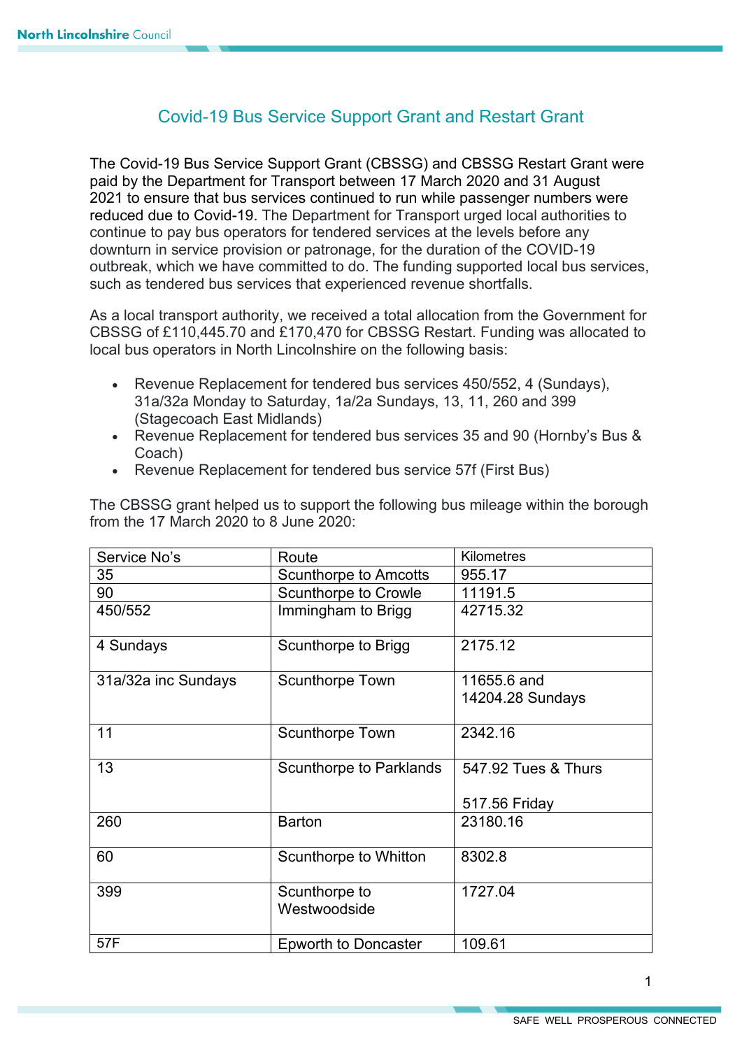# Covid-19 Bus Service Support Grant and Restart Grant

The Covid-19 Bus Service Support Grant (CBSSG) and CBSSG Restart Grant were paid by the Department for Transport between 17 March 2020 and 31 August 2021 to ensure that bus services continued to run while passenger numbers were reduced due to Covid-19. The Department for Transport urged local authorities to continue to pay bus operators for tendered services at the levels before any downturn in service provision or patronage, for the duration of the COVID-19 outbreak, which we have committed to do. The funding supported local bus services, such as tendered bus services that experienced revenue shortfalls.

As a local transport authority, we received a total allocation from the Government for CBSSG of £110,445.70 and £170,470 for CBSSG Restart. Funding was allocated to local bus operators in North Lincolnshire on the following basis:

- Revenue Replacement for tendered bus services 450/552, 4 (Sundays), 31a/32a Monday to Saturday, 1a/2a Sundays, 13, 11, 260 and 399 (Stagecoach East Midlands)
- Revenue Replacement for tendered bus services 35 and 90 (Hornby's Bus & Coach)
- Revenue Replacement for tendered bus service 57f (First Bus)

The CBSSG grant helped us to support the following bus mileage within the borough from the 17 March 2020 to 8 June 2020:

| Service No's | Route | Kilometres |
|---|---|---|
| 35 | Scunthorpe to Amcotts | 955.17 |
| 90 | Scunthorpe to Crowle | 11191.5 |
| 450/552 | Immingham to Brigg | 42715.32 |
| 4 Sundays | Scunthorpe to Brigg | 2175.12 |
| 31a/32a inc Sundays | Scunthorpe Town | 11655.6 and 14204.28 Sundays |
| 11 | Scunthorpe Town | 2342.16 |
| 13 | Scunthorpe to Parklands | 547.92 Tues & Thurs<br><br>517.56 Friday |
| 260 | Barton | 23180.16 |
| 60 | Scunthorpe to Whitton | 8302.8 |
| 399 | Scunthorpe to Westwoodside | 1727.04 |
| 57F | Epworth to Doncaster | 109.61 |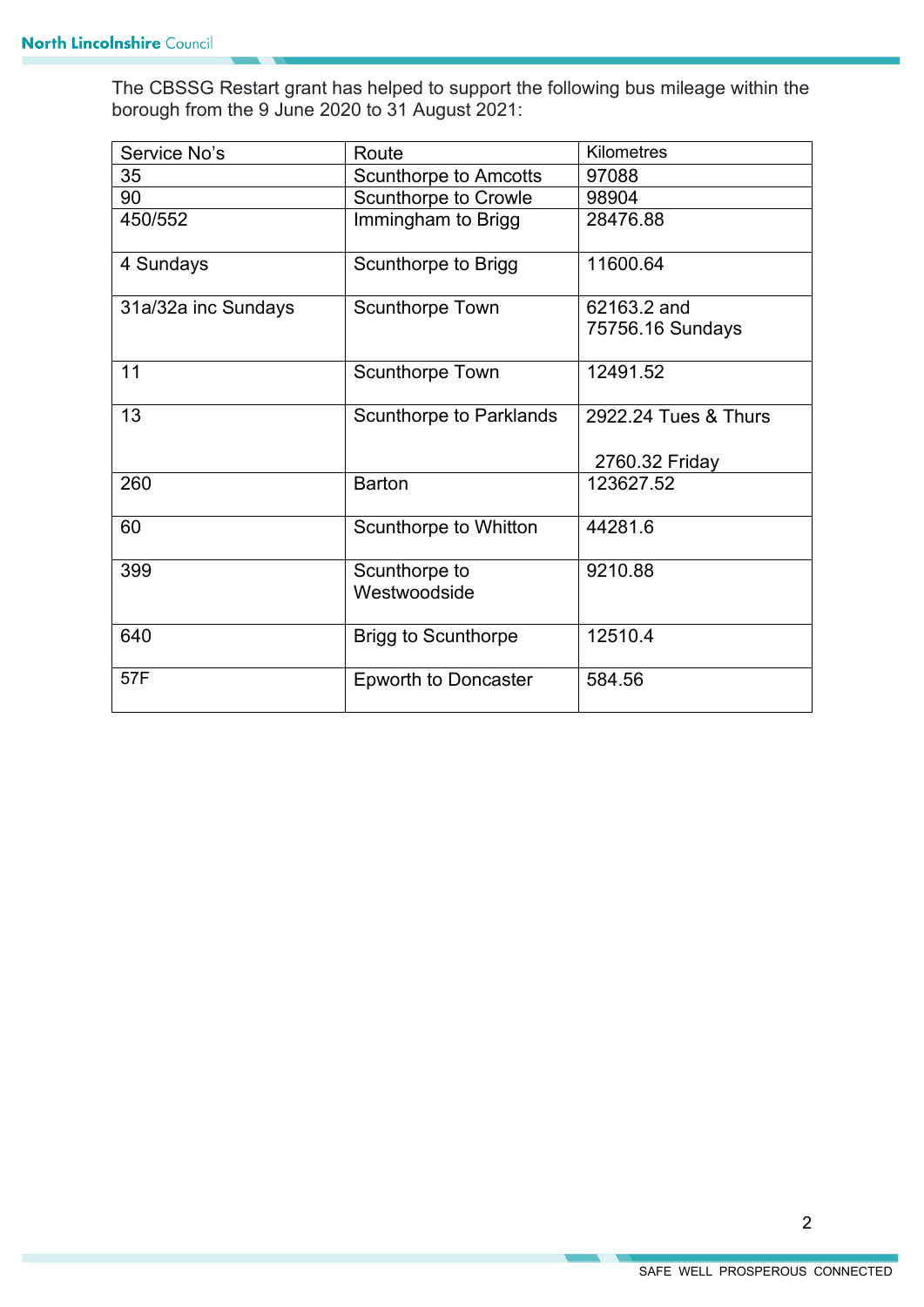The CBSSG Restart grant has helped to support the following bus mileage within the borough from the 9 June 2020 to 31 August 2021:

| Service No's | Route | Kilometres |
|---|---|---|
| 35 | Scunthorpe to Amcotts | 97088 |
| 90 | Scunthorpe to Crowle | 98904 |
| 450/552 | Immingham to Brigg | 28476.88 |
| 4 Sundays | Scunthorpe to Brigg | 11600.64 |
| 31a/32a inc Sundays | Scunthorpe Town | 62163.2 and 75756.16 Sundays |
| 11 | Scunthorpe Town | 12491.52 |
| 13 | Scunthorpe to Parklands | 2922.24 Tues & Thurs 2760.32 Friday |
| 260 | Barton | 123627.52 |
| 60 | Scunthorpe to Whitton | 44281.6 |
| 399 | Scunthorpe to Westwoodside | 9210.88 |
| 640 | Brigg to Scunthorpe | 12510.4 |
| 57F | Epworth to Doncaster | 584.56 |